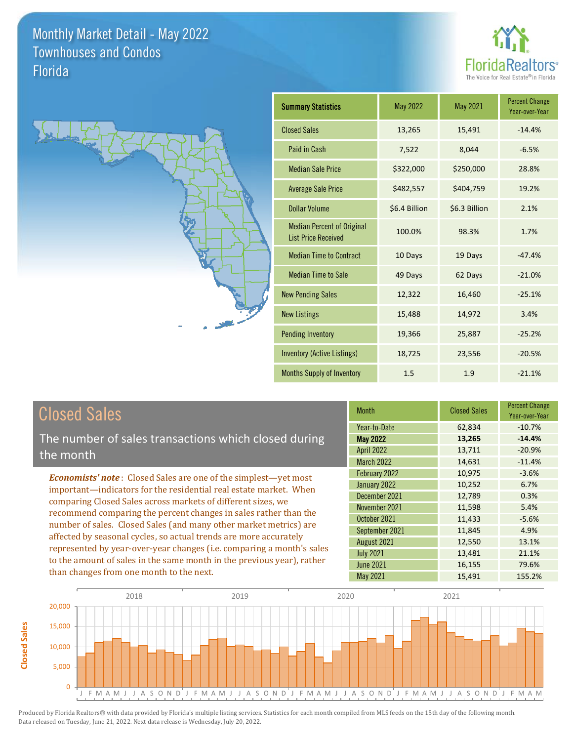# Monthly Market Detail - May 2022
## Townhouses and Condos
## Florida

FloridaRealtors® The Voice for Real Estate® in Florida

| Summary Statistics | May 2022 | May 2021 | Percent Change Year-over-Year |
|---|---|---|---|
| Closed Sales | 13,265 | 15,491 | -14.4% |
| Paid in Cash | 7,522 | 8,044 | -6.5% |
| Median Sale Price | $322,000 | $250,000 | 28.8% |
| Average Sale Price | $482,557 | $404,759 | 19.2% |
| Dollar Volume | $6.4 Billion | $6.3 Billion | 2.1% |
| Median Percent of Original List Price Received | 100.0% | 98.3% | 1.7% |
| Median Time to Contract | 10 Days | 19 Days | -47.4% |
| Median Time to Sale | 49 Days | 62 Days | -21.0% |
| New Pending Sales | 12,322 | 16,460 | -25.1% |
| New Listings | 15,488 | 14,972 | 3.4% |
| Pending Inventory | 19,366 | 25,887 | -25.2% |
| Inventory (Active Listings) | 18,725 | 23,556 | -20.5% |
| Months Supply of Inventory | 1.5 | 1.9 | -21.1% |

## Closed Sales

The number of sales transactions which closed during the month

***Economists' note***: Closed Sales are one of the simplest—yet most important—indicators for the residential real estate market. When comparing Closed Sales across markets of different sizes, we recommend comparing the percent changes in sales rather than the number of sales. Closed Sales (and many other market metrics) are affected by seasonal cycles, so actual trends are more accurately represented by year-over-year changes (i.e. comparing a month's sales to the amount of sales in the same month in the previous year), rather than changes from one month to the next.

| Month | Closed Sales | Percent Change Year-over-Year |
|---|---|---|
| Year-to-Date | 62,834 | -10.7% |
| **May 2022** | **13,265** | **-14.4%** |
| April 2022 | 13,711 | -20.9% |
| March 2022 | 14,631 | -11.4% |
| February 2022 | 10,975 | -3.6% |
| January 2022 | 10,252 | 6.7% |
| December 2021 | 12,789 | 0.3% |
| November 2021 | 11,598 | 5.4% |
| October 2021 | 11,433 | -5.6% |
| September 2021 | 11,845 | 4.9% |
| August 2021 | 12,550 | 13.1% |
| July 2021 | 13,481 | 21.1% |
| June 2021 | 16,155 | 79.6% |
| May 2021 | 15,491 | 155.2% |

Produced by Florida Realtors® with data provided by Florida's multiple listing services. Statistics for each month compiled from MLS feeds on the 15th day of the following month. Data released on Tuesday, June 21, 2022. Next data release is Wednesday, July 20, 2022.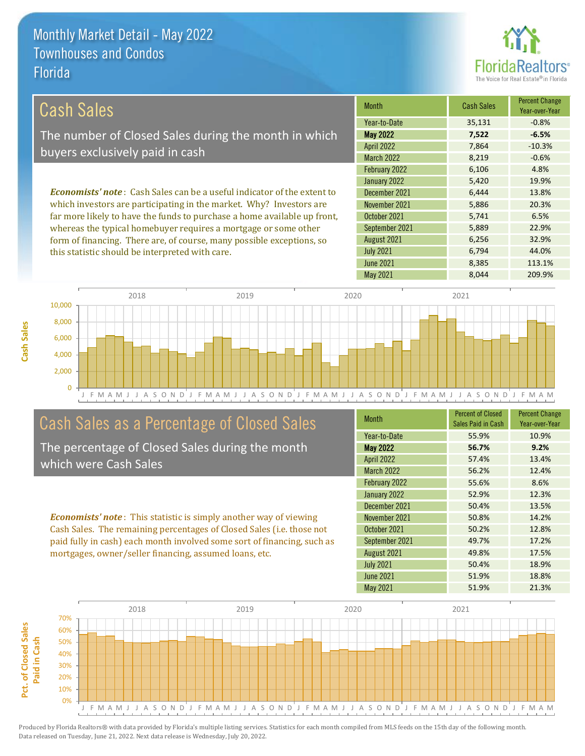# Monthly Market Detail - May 2022
## Townhouses and Condos
## Florida

FloridaRealtors® The Voice for Real Estate® in Florida

## Cash Sales

The number of Closed Sales during the month in which buyers exclusively paid in cash

***Economists' note***: Cash Sales can be a useful indicator of the extent to which investors are participating in the market. Why? Investors are far more likely to have the funds to purchase a home available up front, whereas the typical homebuyer requires a mortgage or some other form of financing. There are, of course, many possible exceptions, so this statistic should be interpreted with care.

| Month | Cash Sales | Percent Change Year-over-Year |
|---|---|---|
| Year-to-Date | 35,131 | -0.8% |
| **May 2022** | **7,522** | **-6.5%** |
| April 2022 | 7,864 | -10.3% |
| March 2022 | 8,219 | -0.6% |
| February 2022 | 6,106 | 4.8% |
| January 2022 | 5,420 | 19.9% |
| December 2021 | 6,444 | 13.8% |
| November 2021 | 5,886 | 20.3% |
| October 2021 | 5,741 | 6.5% |
| September 2021 | 5,889 | 22.9% |
| August 2021 | 6,256 | 32.9% |
| July 2021 | 6,794 | 44.0% |
| June 2021 | 8,385 | 113.1% |
| May 2021 | 8,044 | 209.9% |

## Cash Sales as a Percentage of Closed Sales

The percentage of Closed Sales during the month which were Cash Sales

***Economists' note***: This statistic is simply another way of viewing Cash Sales. The remaining percentages of Closed Sales (i.e. those not paid fully in cash) each month involved some sort of financing, such as mortgages, owner/seller financing, assumed loans, etc.

| Month | Percent of Closed Sales Paid in Cash | Percent Change Year-over-Year |
|---|---|---|
| Year-to-Date | 55.9% | 10.9% |
| **May 2022** | **56.7%** | **9.2%** |
| April 2022 | 57.4% | 13.4% |
| March 2022 | 56.2% | 12.4% |
| February 2022 | 55.6% | 8.6% |
| January 2022 | 52.9% | 12.3% |
| December 2021 | 50.4% | 13.5% |
| November 2021 | 50.8% | 14.2% |
| October 2021 | 50.2% | 12.8% |
| September 2021 | 49.7% | 17.2% |
| August 2021 | 49.8% | 17.5% |
| July 2021 | 50.4% | 18.9% |
| June 2021 | 51.9% | 18.8% |
| May 2021 | 51.9% | 21.3% |

Produced by Florida Realtors® with data provided by Florida's multiple listing services. Statistics for each month compiled from MLS feeds on the 15th day of the following month. Data released on Tuesday, June 21, 2022. Next data release is Wednesday, July 20, 2022.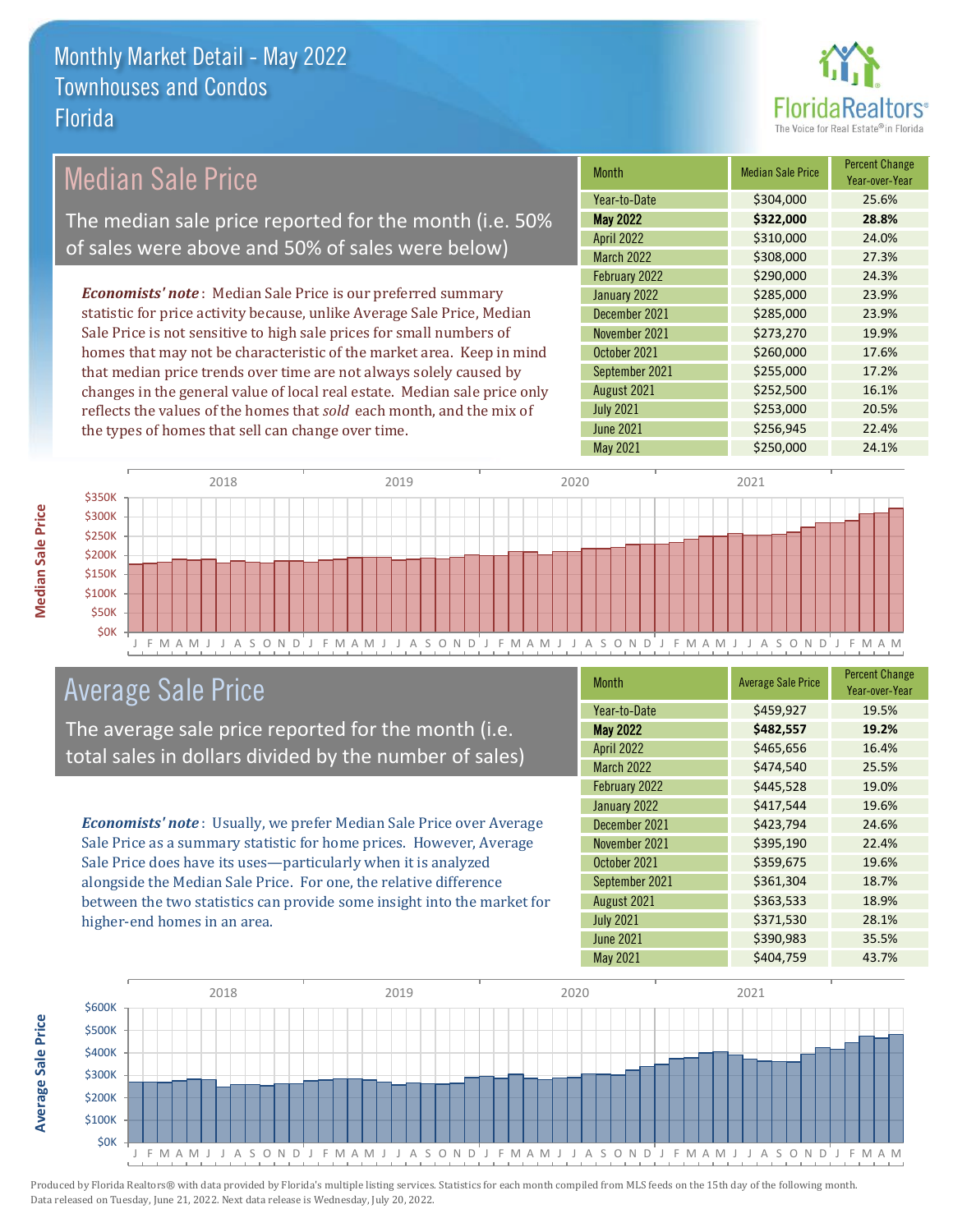# Monthly Market Detail - May 2022
## Townhouses and Condos
## Florida

## Median Sale Price

The median sale price reported for the month (i.e. 50% of sales were above and 50% of sales were below)

***Economists' note***: Median Sale Price is our preferred summary statistic for price activity because, unlike Average Sale Price, Median Sale Price is not sensitive to high sale prices for small numbers of homes that may not be characteristic of the market area. Keep in mind that median price trends over time are not always solely caused by changes in the general value of local real estate. Median sale price only reflects the values of the homes that *sold* each month, and the mix of the types of homes that sell can change over time.

| Month | Median Sale Price | Percent Change Year-over-Year |
|---|---|---|
| Year-to-Date | $304,000 | 25.6% |
| **May 2022** | **$322,000** | **28.8%** |
| April 2022 | $310,000 | 24.0% |
| March 2022 | $308,000 | 27.3% |
| February 2022 | $290,000 | 24.3% |
| January 2022 | $285,000 | 23.9% |
| December 2021 | $285,000 | 23.9% |
| November 2021 | $273,270 | 19.9% |
| October 2021 | $260,000 | 17.6% |
| September 2021 | $255,000 | 17.2% |
| August 2021 | $252,500 | 16.1% |
| July 2021 | $253,000 | 20.5% |
| June 2021 | $256,945 | 22.4% |
| May 2021 | $250,000 | 24.1% |

## Average Sale Price

The average sale price reported for the month (i.e. total sales in dollars divided by the number of sales)

***Economists' note***: Usually, we prefer Median Sale Price over Average Sale Price as a summary statistic for home prices. However, Average Sale Price does have its uses—particularly when it is analyzed alongside the Median Sale Price. For one, the relative difference between the two statistics can provide some insight into the market for higher-end homes in an area.

| Month | Average Sale Price | Percent Change Year-over-Year |
|---|---|---|
| Year-to-Date | $459,927 | 19.5% |
| **May 2022** | **$482,557** | **19.2%** |
| April 2022 | $465,656 | 16.4% |
| March 2022 | $474,540 | 25.5% |
| February 2022 | $445,528 | 19.0% |
| January 2022 | $417,544 | 19.6% |
| December 2021 | $423,794 | 24.6% |
| November 2021 | $395,190 | 22.4% |
| October 2021 | $359,675 | 19.6% |
| September 2021 | $361,304 | 18.7% |
| August 2021 | $363,533 | 18.9% |
| July 2021 | $371,530 | 28.1% |
| June 2021 | $390,983 | 35.5% |
| May 2021 | $404,759 | 43.7% |

Produced by Florida Realtors® with data provided by Florida's multiple listing services. Statistics for each month compiled from MLS feeds on the 15th day of the following month. Data released on Tuesday, June 21, 2022. Next data release is Wednesday, July 20, 2022.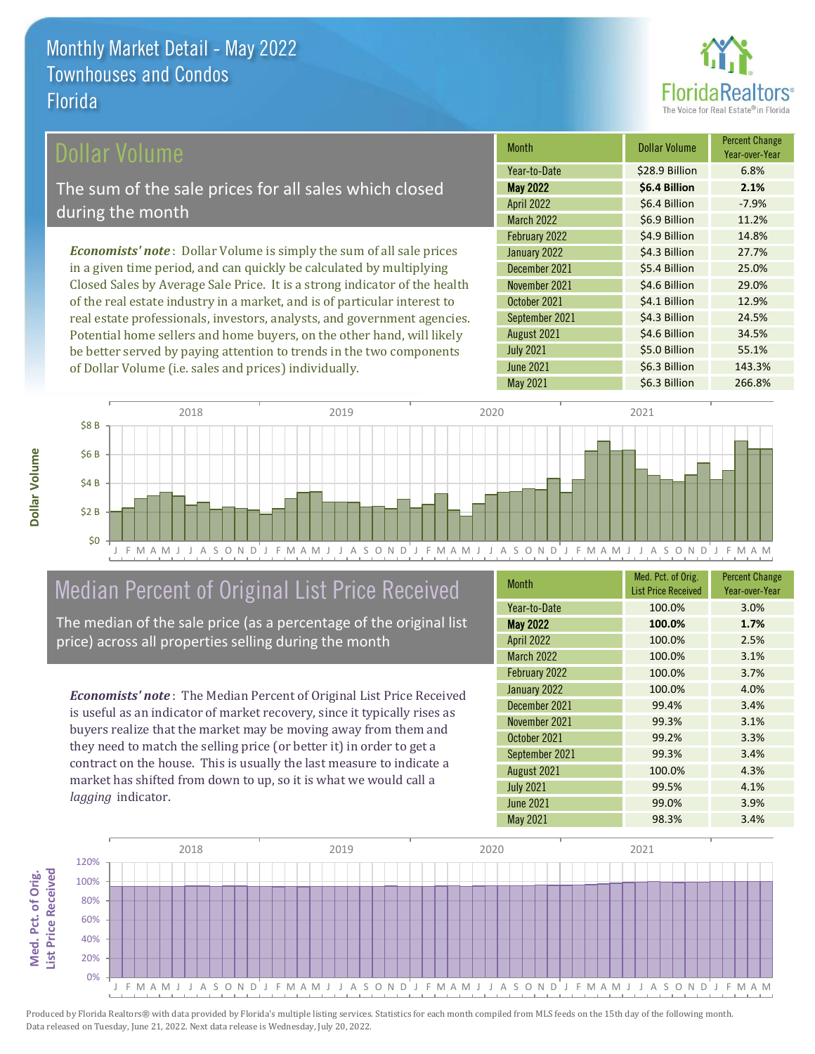# Monthly Market Detail - May 2022
## Townhouses and Condos
## Florida

## Dollar Volume

The sum of the sale prices for all sales which closed during the month

***Economists' note***: Dollar Volume is simply the sum of all sale prices in a given time period, and can quickly be calculated by multiplying Closed Sales by Average Sale Price. It is a strong indicator of the health of the real estate industry in a market, and is of particular interest to real estate professionals, investors, analysts, and government agencies. Potential home sellers and home buyers, on the other hand, will likely be better served by paying attention to trends in the two components of Dollar Volume (i.e. sales and prices) individually.

| Month | Dollar Volume | Percent Change Year-over-Year |
|---|---|---|
| Year-to-Date | $28.9 Billion | 6.8% |
| **May 2022** | **$6.4 Billion** | **2.1%** |
| April 2022 | $6.4 Billion | -7.9% |
| March 2022 | $6.9 Billion | 11.2% |
| February 2022 | $4.9 Billion | 14.8% |
| January 2022 | $4.3 Billion | 27.7% |
| December 2021 | $5.4 Billion | 25.0% |
| November 2021 | $4.6 Billion | 29.0% |
| October 2021 | $4.1 Billion | 12.9% |
| September 2021 | $4.3 Billion | 24.5% |
| August 2021 | $4.6 Billion | 34.5% |
| July 2021 | $5.0 Billion | 55.1% |
| June 2021 | $6.3 Billion | 143.3% |
| May 2021 | $6.3 Billion | 266.8% |

## Median Percent of Original List Price Received

The median of the sale price (as a percentage of the original list price) across all properties selling during the month

***Economists' note***: The Median Percent of Original List Price Received is useful as an indicator of market recovery, since it typically rises as buyers realize that the market may be moving away from them and they need to match the selling price (or better it) in order to get a contract on the house. This is usually the last measure to indicate a market has shifted from down to up, so it is what we would call a *lagging* indicator.

| Month | Med. Pct. of Orig. List Price Received | Percent Change Year-over-Year |
|---|---|---|
| Year-to-Date | 100.0% | 3.0% |
| **May 2022** | **100.0%** | **1.7%** |
| April 2022 | 100.0% | 2.5% |
| March 2022 | 100.0% | 3.1% |
| February 2022 | 100.0% | 3.7% |
| January 2022 | 100.0% | 4.0% |
| December 2021 | 99.4% | 3.4% |
| November 2021 | 99.3% | 3.1% |
| October 2021 | 99.2% | 3.3% |
| September 2021 | 99.3% | 3.4% |
| August 2021 | 100.0% | 4.3% |
| July 2021 | 99.5% | 4.1% |
| June 2021 | 99.0% | 3.9% |
| May 2021 | 98.3% | 3.4% |

Produced by Florida Realtors® with data provided by Florida's multiple listing services. Statistics for each month compiled from MLS feeds on the 15th day of the following month. Data released on Tuesday, June 21, 2022. Next data release is Wednesday, July 20, 2022.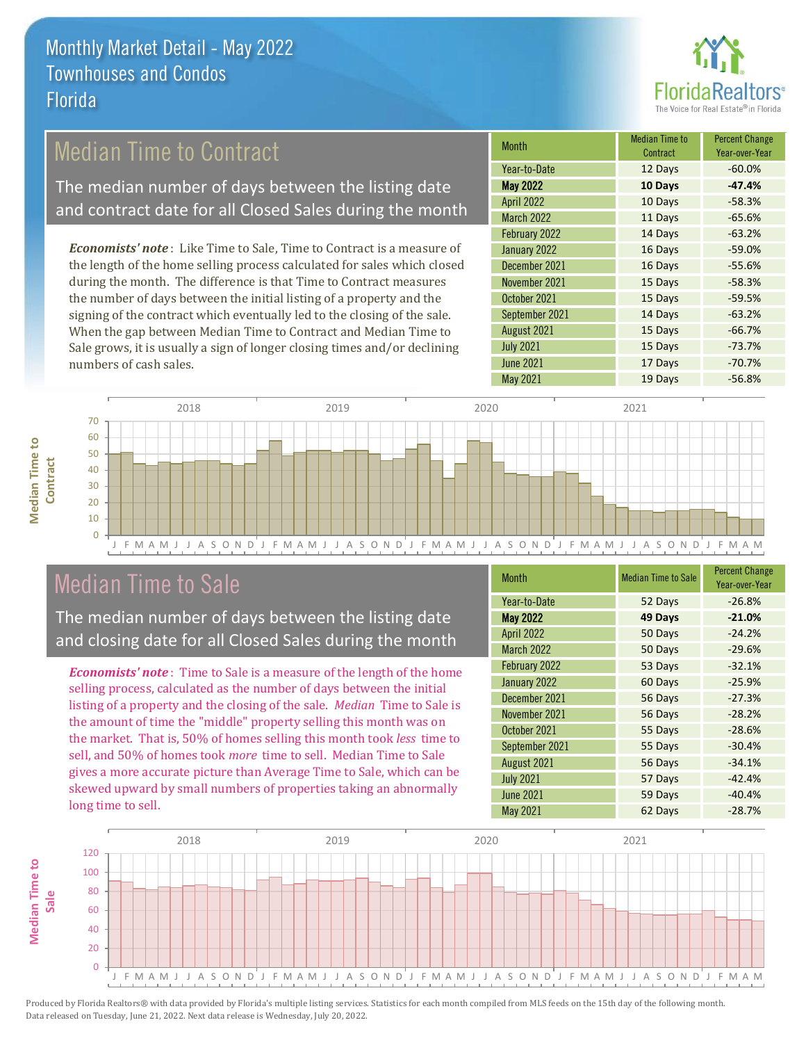# Monthly Market Detail - May 2022
## Townhouses and Condos
## Florida

## Median Time to Contract

The median number of days between the listing date and contract date for all Closed Sales during the month

*Economists' note*: Like Time to Sale, Time to Contract is a measure of the length of the home selling process calculated for sales which closed during the month. The difference is that Time to Contract measures the number of days between the initial listing of a property and the signing of the contract which eventually led to the closing of the sale. When the gap between Median Time to Contract and Median Time to Sale grows, it is usually a sign of longer closing times and/or declining numbers of cash sales.

| Month | Median Time to Contract | Percent Change Year-over-Year |
|---|---|---|
| Year-to-Date | 12 Days | -60.0% |
| **May 2022** | **10 Days** | **-47.4%** |
| April 2022 | 10 Days | -58.3% |
| March 2022 | 11 Days | -65.6% |
| February 2022 | 14 Days | -63.2% |
| January 2022 | 16 Days | -59.0% |
| December 2021 | 16 Days | -55.6% |
| November 2021 | 15 Days | -58.3% |
| October 2021 | 15 Days | -59.5% |
| September 2021 | 14 Days | -63.2% |
| August 2021 | 15 Days | -66.7% |
| July 2021 | 15 Days | -73.7% |
| June 2021 | 17 Days | -70.7% |
| May 2021 | 19 Days | -56.8% |

## Median Time to Sale

The median number of days between the listing date and closing date for all Closed Sales during the month

*Economists' note*: Time to Sale is a measure of the length of the home selling process, calculated as the number of days between the initial listing of a property and the closing of the sale. *Median* Time to Sale is the amount of time the "middle" property selling this month was on the market. That is, 50% of homes selling this month took *less* time to sell, and 50% of homes took *more* time to sell. Median Time to Sale gives a more accurate picture than Average Time to Sale, which can be skewed upward by small numbers of properties taking an abnormally long time to sell.

| Month | Median Time to Sale | Percent Change Year-over-Year |
|---|---|---|
| Year-to-Date | 52 Days | -26.8% |
| **May 2022** | **49 Days** | **-21.0%** |
| April 2022 | 50 Days | -24.2% |
| March 2022 | 50 Days | -29.6% |
| February 2022 | 53 Days | -32.1% |
| January 2022 | 60 Days | -25.9% |
| December 2021 | 56 Days | -27.3% |
| November 2021 | 56 Days | -28.2% |
| October 2021 | 55 Days | -28.6% |
| September 2021 | 55 Days | -30.4% |
| August 2021 | 56 Days | -34.1% |
| July 2021 | 57 Days | -42.4% |
| June 2021 | 59 Days | -40.4% |
| May 2021 | 62 Days | -28.7% |

Produced by Florida Realtors® with data provided by Florida's multiple listing services. Statistics for each month compiled from MLS feeds on the 15th day of the following month. Data released on Tuesday, June 21, 2022. Next data release is Wednesday, July 20, 2022.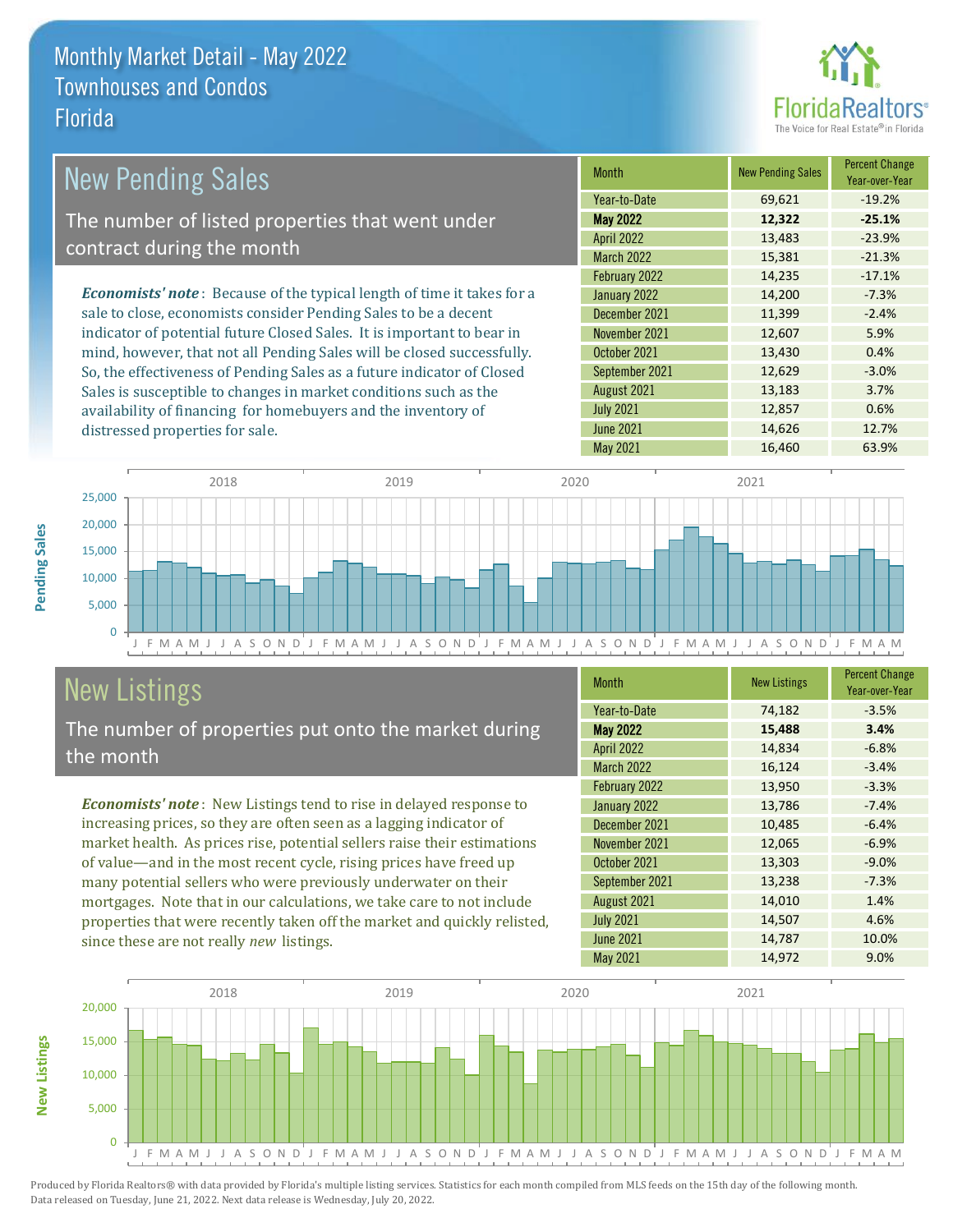# Monthly Market Detail - May 2022
## Townhouses and Condos
## Florida

## New Pending Sales

The number of listed properties that went under contract during the month

***Economists' note*** : Because of the typical length of time it takes for a sale to close, economists consider Pending Sales to be a decent indicator of potential future Closed Sales. It is important to bear in mind, however, that not all Pending Sales will be closed successfully. So, the effectiveness of Pending Sales as a future indicator of Closed Sales is susceptible to changes in market conditions such as the availability of financing for homebuyers and the inventory of distressed properties for sale.

| Month | New Pending Sales | Percent Change Year-over-Year |
|---|---|---|
| Year-to-Date | 69,621 | -19.2% |
| **May 2022** | **12,322** | **-25.1%** |
| April 2022 | 13,483 | -23.9% |
| March 2022 | 15,381 | -21.3% |
| February 2022 | 14,235 | -17.1% |
| January 2022 | 14,200 | -7.3% |
| December 2021 | 11,399 | -2.4% |
| November 2021 | 12,607 | 5.9% |
| October 2021 | 13,430 | 0.4% |
| September 2021 | 12,629 | -3.0% |
| August 2021 | 13,183 | 3.7% |
| July 2021 | 12,857 | 0.6% |
| June 2021 | 14,626 | 12.7% |
| May 2021 | 16,460 | 63.9% |

## New Listings

The number of properties put onto the market during the month

***Economists' note*** : New Listings tend to rise in delayed response to increasing prices, so they are often seen as a lagging indicator of market health. As prices rise, potential sellers raise their estimations of value—and in the most recent cycle, rising prices have freed up many potential sellers who were previously underwater on their mortgages. Note that in our calculations, we take care to not include properties that were recently taken off the market and quickly relisted, since these are not really *new* listings.

| Month | New Listings | Percent Change Year-over-Year |
|---|---|---|
| Year-to-Date | 74,182 | -3.5% |
| **May 2022** | **15,488** | **3.4%** |
| April 2022 | 14,834 | -6.8% |
| March 2022 | 16,124 | -3.4% |
| February 2022 | 13,950 | -3.3% |
| January 2022 | 13,786 | -7.4% |
| December 2021 | 10,485 | -6.4% |
| November 2021 | 12,065 | -6.9% |
| October 2021 | 13,303 | -9.0% |
| September 2021 | 13,238 | -7.3% |
| August 2021 | 14,010 | 1.4% |
| July 2021 | 14,507 | 4.6% |
| June 2021 | 14,787 | 10.0% |
| May 2021 | 14,972 | 9.0% |

Produced by Florida Realtors® with data provided by Florida's multiple listing services. Statistics for each month compiled from MLS feeds on the 15th day of the following month. Data released on Tuesday, June 21, 2022. Next data release is Wednesday, July 20, 2022.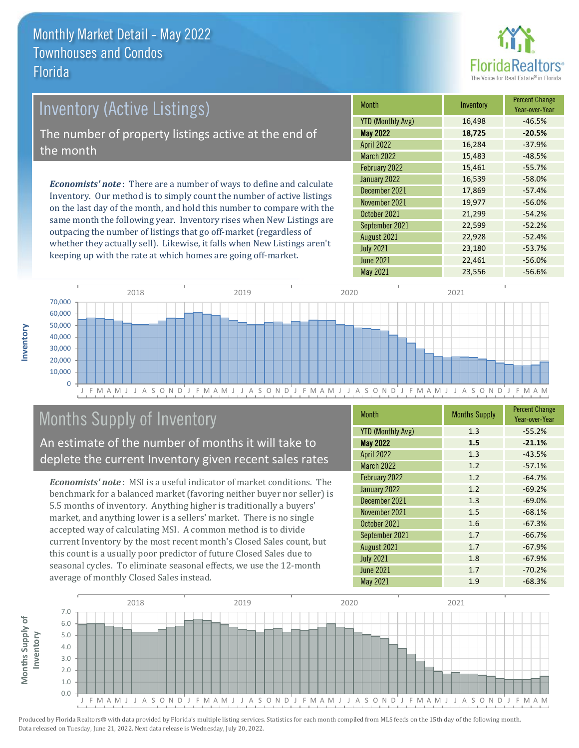# Monthly Market Detail - May 2022
## Townhouses and Condos
## Florida

## Inventory (Active Listings)

The number of property listings active at the end of the month

***Economists' note***: There are a number of ways to define and calculate Inventory. Our method is to simply count the number of active listings on the last day of the month, and hold this number to compare with the same month the following year. Inventory rises when New Listings are outpacing the number of listings that go off-market (regardless of whether they actually sell). Likewise, it falls when New Listings aren't keeping up with the rate at which homes are going off-market.

| Month | Inventory | Percent Change Year-over-Year |
|---|---|---|
| YTD (Monthly Avg) | 16,498 | -46.5% |
| **May 2022** | **18,725** | **-20.5%** |
| April 2022 | 16,284 | -37.9% |
| March 2022 | 15,483 | -48.5% |
| February 2022 | 15,461 | -55.7% |
| January 2022 | 16,539 | -58.0% |
| December 2021 | 17,869 | -57.4% |
| November 2021 | 19,977 | -56.0% |
| October 2021 | 21,299 | -54.2% |
| September 2021 | 22,599 | -52.2% |
| August 2021 | 22,928 | -52.4% |
| July 2021 | 23,180 | -53.7% |
| June 2021 | 22,461 | -56.0% |
| May 2021 | 23,556 | -56.6% |

## Months Supply of Inventory

An estimate of the number of months it will take to deplete the current Inventory given recent sales rates

***Economists' note***: MSI is a useful indicator of market conditions. The benchmark for a balanced market (favoring neither buyer nor seller) is 5.5 months of inventory. Anything higher is traditionally a buyers' market, and anything lower is a sellers' market. There is no single accepted way of calculating MSI. A common method is to divide current Inventory by the most recent month's Closed Sales count, but this count is a usually poor predictor of future Closed Sales due to seasonal cycles. To eliminate seasonal effects, we use the 12-month average of monthly Closed Sales instead.

| Month | Months Supply | Percent Change Year-over-Year |
|---|---|---|
| YTD (Monthly Avg) | 1.3 | -55.2% |
| **May 2022** | **1.5** | **-21.1%** |
| April 2022 | 1.3 | -43.5% |
| March 2022 | 1.2 | -57.1% |
| February 2022 | 1.2 | -64.7% |
| January 2022 | 1.2 | -69.2% |
| December 2021 | 1.3 | -69.0% |
| November 2021 | 1.5 | -68.1% |
| October 2021 | 1.6 | -67.3% |
| September 2021 | 1.7 | -66.7% |
| August 2021 | 1.7 | -67.9% |
| July 2021 | 1.8 | -67.9% |
| June 2021 | 1.7 | -70.2% |
| May 2021 | 1.9 | -68.3% |

Produced by Florida Realtors® with data provided by Florida's multiple listing services. Statistics for each month compiled from MLS feeds on the 15th day of the following month. Data released on Tuesday, June 21, 2022. Next data release is Wednesday, July 20, 2022.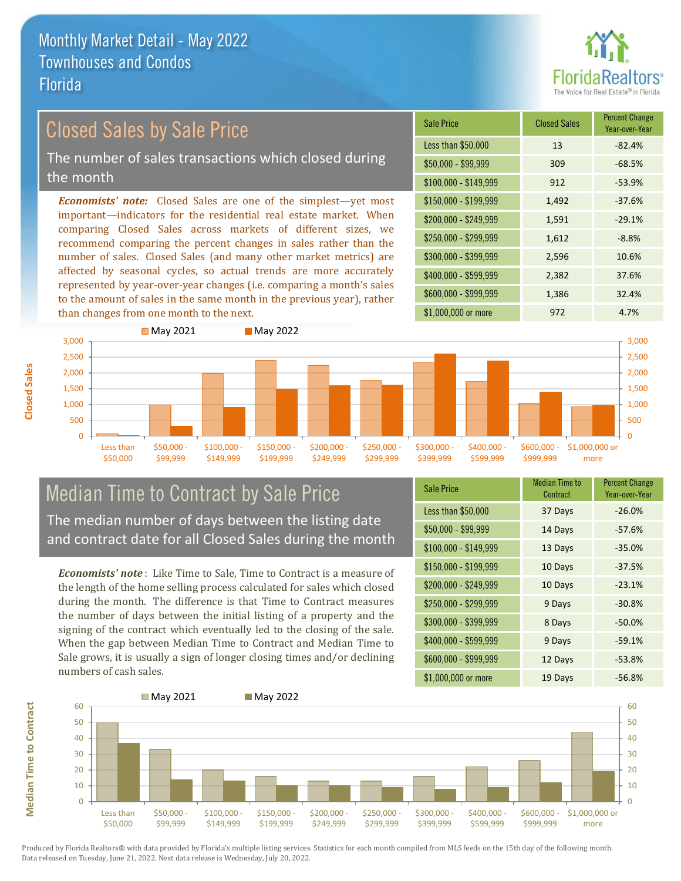# Monthly Market Detail - May 2022
## Townhouses and Condos
## Florida

## Closed Sales by Sale Price

The number of sales transactions which closed during the month

***Economists' note:*** Closed Sales are one of the simplest—yet most important—indicators for the residential real estate market. When comparing Closed Sales across markets of different sizes, we recommend comparing the percent changes in sales rather than the number of sales. Closed Sales (and many other market metrics) are affected by seasonal cycles, so actual trends are more accurately represented by year-over-year changes (i.e. comparing a month's sales to the amount of sales in the same month in the previous year), rather than changes from one month to the next.

| Sale Price | Closed Sales | Percent Change Year-over-Year |
|---|---|---|
| Less than $50,000 | 13 | -82.4% |
| $50,000 - $99,999 | 309 | -68.5% |
| $100,000 - $149,999 | 912 | -53.9% |
| $150,000 - $199,999 | 1,492 | -37.6% |
| $200,000 - $249,999 | 1,591 | -29.1% |
| $250,000 - $299,999 | 1,612 | -8.8% |
| $300,000 - $399,999 | 2,596 | 10.6% |
| $400,000 - $599,999 | 2,382 | 37.6% |
| $600,000 - $999,999 | 1,386 | 32.4% |
| $1,000,000 or more | 972 | 4.7% |

## Median Time to Contract by Sale Price

The median number of days between the listing date and contract date for all Closed Sales during the month

***Economists' note*** : Like Time to Sale, Time to Contract is a measure of the length of the home selling process calculated for sales which closed during the month. The difference is that Time to Contract measures the number of days between the initial listing of a property and the signing of the contract which eventually led to the closing of the sale. When the gap between Median Time to Contract and Median Time to Sale grows, it is usually a sign of longer closing times and/or declining numbers of cash sales.

| Sale Price | Median Time to Contract | Percent Change Year-over-Year |
|---|---|---|
| Less than $50,000 | 37 Days | -26.0% |
| $50,000 - $99,999 | 14 Days | -57.6% |
| $100,000 - $149,999 | 13 Days | -35.0% |
| $150,000 - $199,999 | 10 Days | -37.5% |
| $200,000 - $249,999 | 10 Days | -23.1% |
| $250,000 - $299,999 | 9 Days | -30.8% |
| $300,000 - $399,999 | 8 Days | -50.0% |
| $400,000 - $599,999 | 9 Days | -59.1% |
| $600,000 - $999,999 | 12 Days | -53.8% |
| $1,000,000 or more | 19 Days | -56.8% |

Produced by Florida Realtors® with data provided by Florida's multiple listing services. Statistics for each month compiled from MLS feeds on the 15th day of the following month. Data released on Tuesday, June 21, 2022. Next data release is Wednesday, July 20, 2022.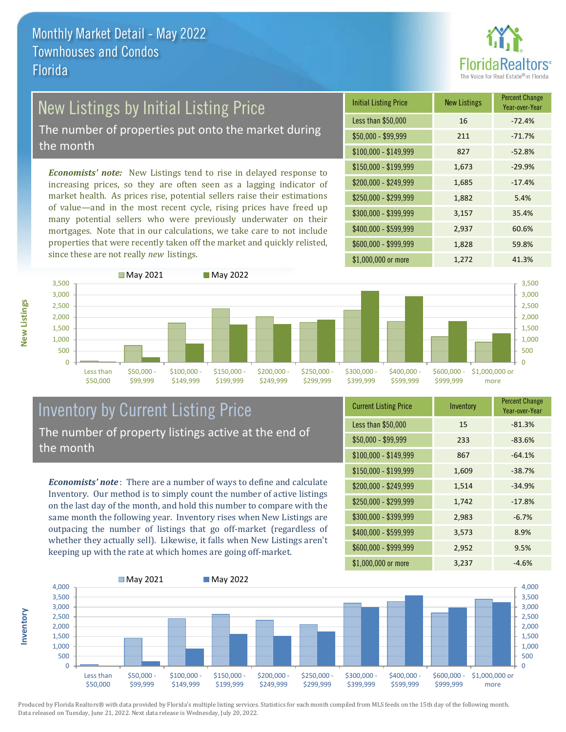# Monthly Market Detail - May 2022
## Townhouses and Condos
## Florida

## New Listings by Initial Listing Price

The number of properties put onto the market during the month

*Economists' note:* New Listings tend to rise in delayed response to increasing prices, so they are often seen as a lagging indicator of market health. As prices rise, potential sellers raise their estimations of value—and in the most recent cycle, rising prices have freed up many potential sellers who were previously underwater on their mortgages. Note that in our calculations, we take care to not include properties that were recently taken off the market and quickly relisted, since these are not really *new* listings.

| Initial Listing Price | New Listings | Percent Change Year-over-Year |
|---|---|---|
| Less than $50,000 | 16 | -72.4% |
| $50,000 - $99,999 | 211 | -71.7% |
| $100,000 - $149,999 | 827 | -52.8% |
| $150,000 - $199,999 | 1,673 | -29.9% |
| $200,000 - $249,999 | 1,685 | -17.4% |
| $250,000 - $299,999 | 1,882 | 5.4% |
| $300,000 - $399,999 | 3,157 | 35.4% |
| $400,000 - $599,999 | 2,937 | 60.6% |
| $600,000 - $999,999 | 1,828 | 59.8% |
| $1,000,000 or more | 1,272 | 41.3% |

## Inventory by Current Listing Price

The number of property listings active at the end of the month

*Economists' note*: There are a number of ways to define and calculate Inventory. Our method is to simply count the number of active listings on the last day of the month, and hold this number to compare with the same month the following year. Inventory rises when New Listings are outpacing the number of listings that go off-market (regardless of whether they actually sell). Likewise, it falls when New Listings aren't keeping up with the rate at which homes are going off-market.

| Current Listing Price | Inventory | Percent Change Year-over-Year |
|---|---|---|
| Less than $50,000 | 15 | -81.3% |
| $50,000 - $99,999 | 233 | -83.6% |
| $100,000 - $149,999 | 867 | -64.1% |
| $150,000 - $199,999 | 1,609 | -38.7% |
| $200,000 - $249,999 | 1,514 | -34.9% |
| $250,000 - $299,999 | 1,742 | -17.8% |
| $300,000 - $399,999 | 2,983 | -6.7% |
| $400,000 - $599,999 | 3,573 | 8.9% |
| $600,000 - $999,999 | 2,952 | 9.5% |
| $1,000,000 or more | 3,237 | -4.6% |

Produced by Florida Realtors® with data provided by Florida's multiple listing services. Statistics for each month compiled from MLS feeds on the 15th day of the following month. Data released on Tuesday, June 21, 2022. Next data release is Wednesday, July 20, 2022.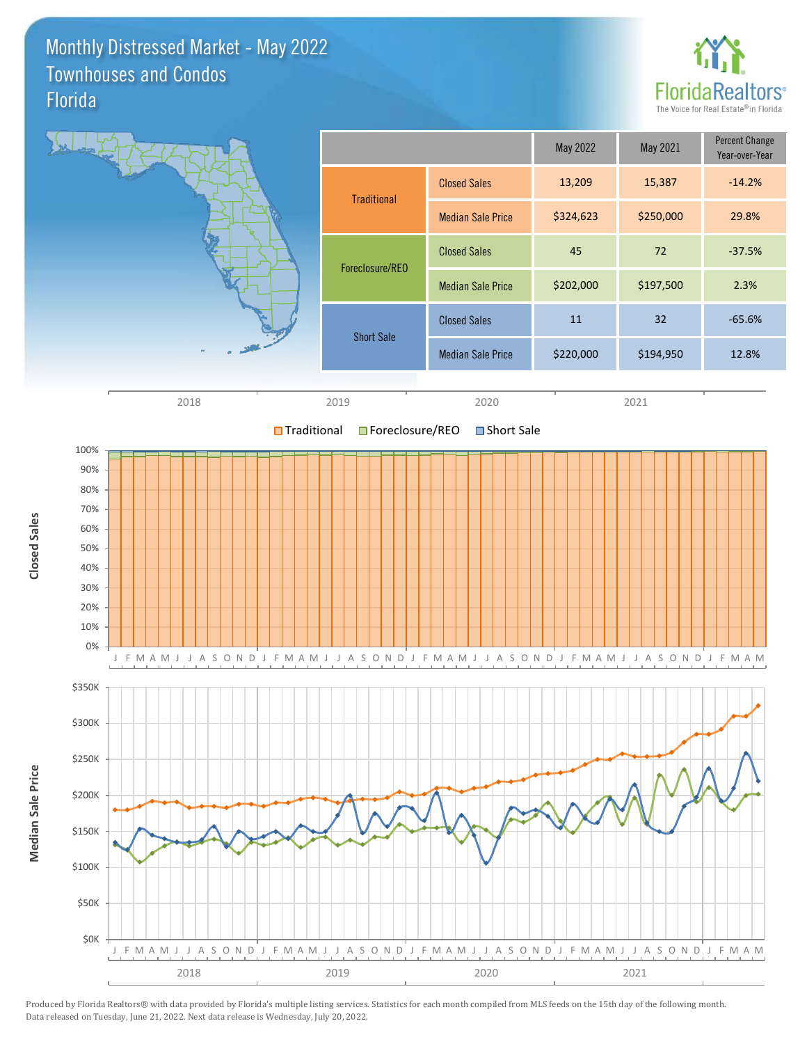# Monthly Distressed Market - May 2022
## Townhouses and Condos
## Florida

FloridaRealtors® The Voice for Real Estate® in Florida

| | | May 2022 | May 2021 | Percent Change Year-over-Year |
|---|---|---|---|---|
| Traditional | Closed Sales | 13,209 | 15,387 | -14.2% |
| | Median Sale Price | $324,623 | $250,000 | 29.8% |
| Foreclosure/REO | Closed Sales | 45 | 72 | -37.5% |
| | Median Sale Price | $202,000 | $197,500 | 2.3% |
| Short Sale | Closed Sales | 11 | 32 | -65.6% |
| | Median Sale Price | $220,000 | $194,950 | 12.8% |

2018 2019 2020 2021

Traditional Foreclosure/REO Short Sale

Closed Sales

100% 90% 80% 70% 60% 50% 40% 30% 20% 10% 0%

J F M A M J J A S O N D J F M A M J J A S O N D J F M A M J J A S O N D J F M A M J J A S O N D J F M A M

Median Sale Price

$350K $300K $250K $200K $150K $100K $50K $0K

J F M A M J J A S O N D J F M A M J J A S O N D J F M A M J J A S O N D J F M A M J J A S O N D J F M A M

2018 2019 2020 2021

Produced by Florida Realtors® with data provided by Florida's multiple listing services. Statistics for each month compiled from MLS feeds on the 15th day of the following month. Data released on Tuesday, June 21, 2022. Next data release is Wednesday, July 20, 2022.